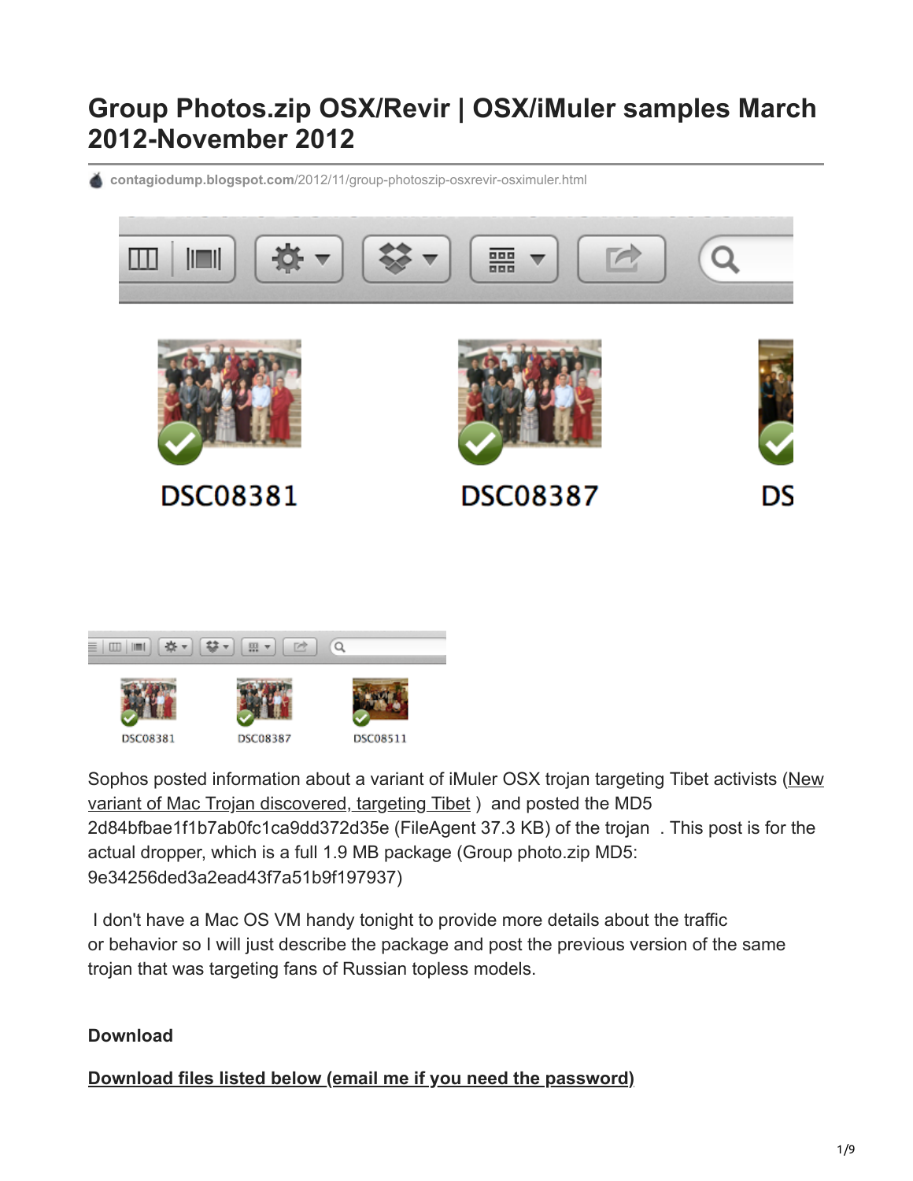# Group Photos.zip OSX/Revir | OSX/iMuler samples March 2012-November 2012

contagiodump.blogspot.com/2012/11/group-photoszip-osxrevir-osximuler.html

Sophos posted information about a variant of iMuler OSX trojan targeting Tibet activists (New variant of Mac Trojan discovered, targeting Tibet ) and posted the MD5 2d84bfbae1f1b7ab0fc1ca9dd372d35e (FileAgent 37.3 KB) of the trojan . This post is for the actual dropper, which is a full 1.9 MB package (Group photo.zip MD5: 9e34256ded3a2ead43f7a51b9f197937)

I don't have a Mac OS VM handy tonight to provide more details about the traffic or behavior so I will just describe the package and post the previous version of the same trojan that was targeting fans of Russian topless models.

**Download**

**Download files listed below (email me if you need the password)**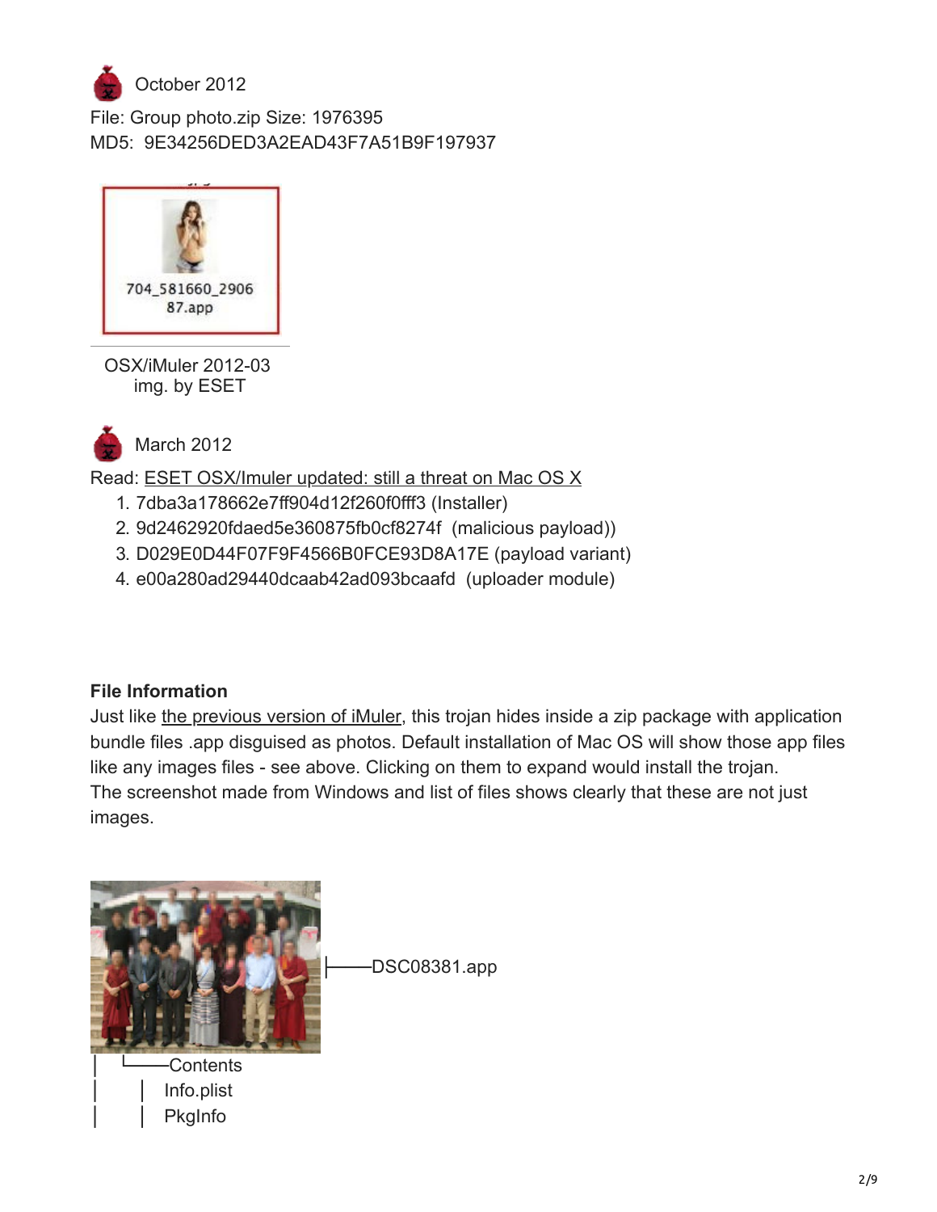October 2012

File: Group photo.zip Size: 1976395

MD5: 9E34256DED3A2EAD43F7A51B9F197937

704_581660_290687.app

OSX/iMuler 2012-03
img. by ESET

March 2012

Read: ESET OSX/Imuler updated: still a threat on Mac OS X

1. 7dba3a178662e7ff904d12f260f0fff3 (Installer)
2. 9d2462920fdaed5e360875fb0cf8274f (malicious payload))
3. D029E0D44F07F9F4566B0FCE93D8A17E (payload variant)
4. e00a280ad29440dcaab42ad093bcaafd (uploader module)

**File Information**

Just like the previous version of iMuler, this trojan hides inside a zip package with application bundle files .app disguised as photos. Default installation of Mac OS will show those app files like any images files - see above. Clicking on them to expand would install the trojan. The screenshot made from Windows and list of files shows clearly that these are not just images.

```
├──DSC08381.app
│   └──Contents
│       │ Info.plist
│       │ PkgInfo
```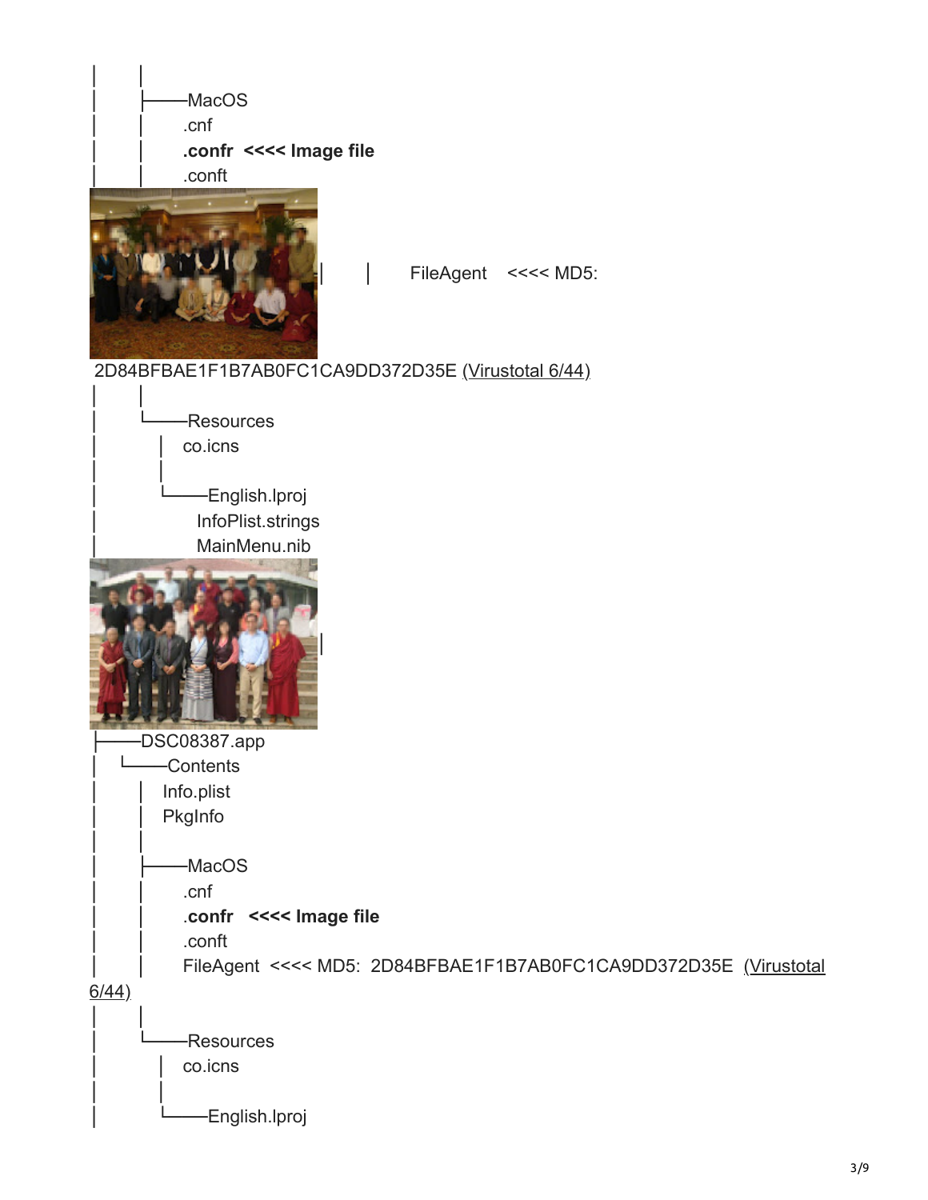```
│       │
│       ├──────MacOS
│       │     .cnf
│       │     .confr  <<<< Image file
│       │     .conft
│       │     FileAgent    <<<< MD5: 2D84BFBAE1F1B7AB0FC1CA9DD372D35E (Virustotal 6/44)
│       │
│       └──────Resources
│           │  co.icns
│           │
│           └──────English.lproj
│                InfoPlist.strings
│                MainMenu.nib
│
├──────DSC08387.app
│   └──────Contents
│       │  Info.plist
│       │  PkgInfo
│       │
│       ├──────MacOS
│       │     .cnf
│       │     .confr   <<<< Image file
│       │     .conft
│       │     FileAgent  <<<< MD5:  2D84BFBAE1F1B7AB0FC1CA9DD372D35E  (Virustotal 6/44)
│       │
│       └──────Resources
│           │  co.icns
│           │
│           └──────English.lproj
```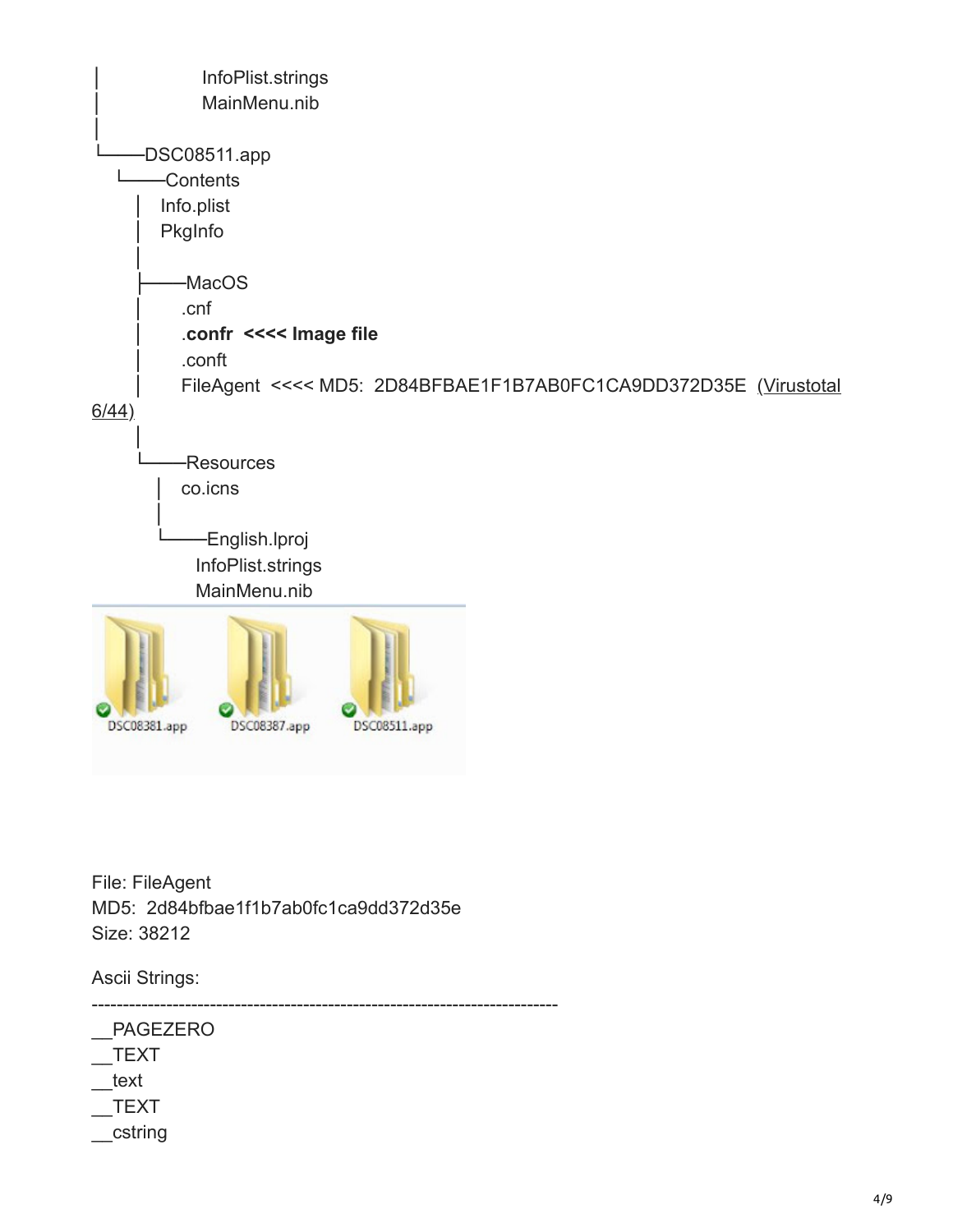```
│               InfoPlist.strings
│               MainMenu.nib
│
└───DSC08511.app
    └───Contents
        │   Info.plist
        │   PkgInfo
        │
        ├───MacOS
        │       .cnf
        │       .confr  <<<< Image file
        │       .conft
        │       FileAgent  <<<< MD5:  2D84BFBAE1F1B7AB0FC1CA9DD372D35E  (Virustotal 6/44)
        │
        └───Resources
            │   co.icns
            │
            └───English.lproj
                    InfoPlist.strings
                    MainMenu.nib
```

DSC08381.app DSC08387.app DSC08511.app

File: FileAgent
MD5: 2d84bfbae1f1b7ab0fc1ca9dd372d35e
Size: 38212

Ascii Strings:

```
---------------------------------------------------------------------------
__PAGEZERO
__TEXT
__text
__TEXT
__cstring
```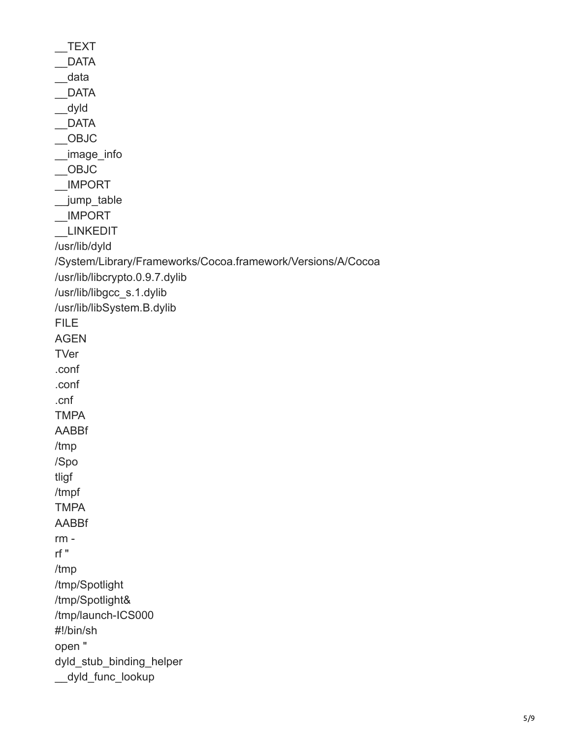```
__TEXT
__DATA
__data
__DATA
__dyld
__DATA
__OBJC
__image_info
__OBJC
__IMPORT
__jump_table
__IMPORT
__LINKEDIT
/usr/lib/dyld
/System/Library/Frameworks/Cocoa.framework/Versions/A/Cocoa
/usr/lib/libcrypto.0.9.7.dylib
/usr/lib/libgcc_s.1.dylib
/usr/lib/libSystem.B.dylib
FILE
AGEN
TVer
.conf
.conf
.cnf
TMPA
AABBf
/tmp
/Spo
tligf
/tmpf
TMPA
AABBf
rm -
rf "
/tmp
/tmp/Spotlight
/tmp/Spotlight&
/tmp/launch-ICS000
#!/bin/sh
open "
dyld_stub_binding_helper
__dyld_func_lookup
```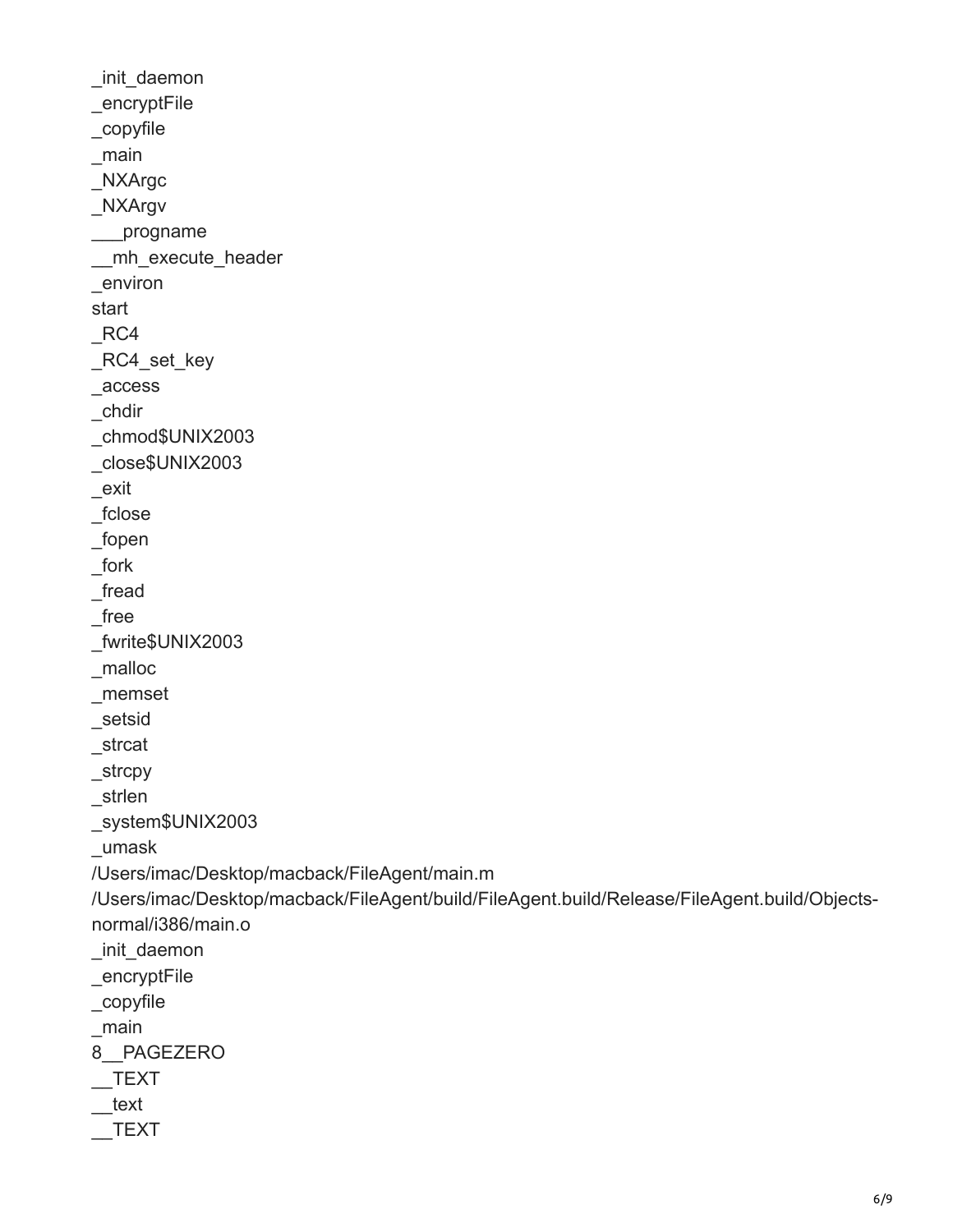```
_init_daemon
_encryptFile
_copyfile
_main
_NXArgc
_NXArgv
___progname
__mh_execute_header
_environ
start
_RC4
_RC4_set_key
_access
_chdir
_chmod$UNIX2003
_close$UNIX2003
_exit
_fclose
_fopen
_fork
_fread
_free
_fwrite$UNIX2003
_malloc
_memset
_setsid
_strcat
_strcpy
_strlen
_system$UNIX2003
_umask
/Users/imac/Desktop/macback/FileAgent/main.m
/Users/imac/Desktop/macback/FileAgent/build/FileAgent.build/Release/FileAgent.build/Objects-normal/i386/main.o
_init_daemon
_encryptFile
_copyfile
_main
8__PAGEZERO
__TEXT
__text
__TEXT
```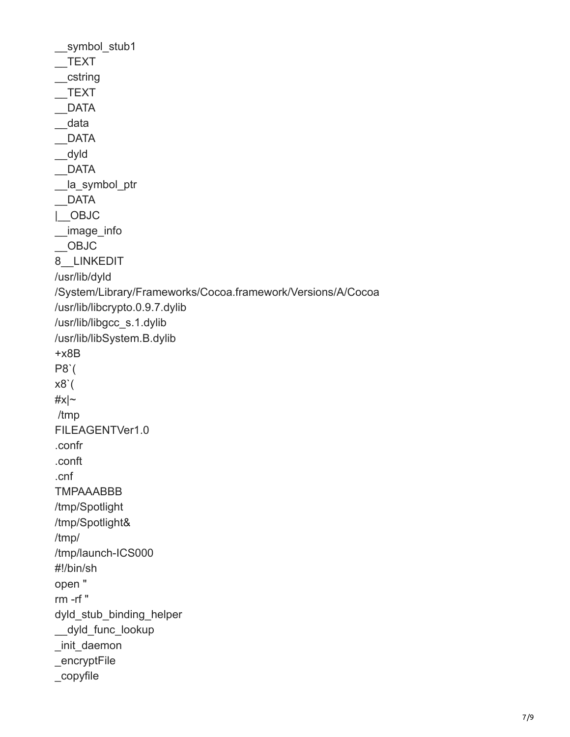```
__symbol_stub1
__TEXT
__cstring
__TEXT
__DATA
__data
__DATA
__dyld
__DATA
__la_symbol_ptr
__DATA
|__OBJC
__image_info
__OBJC
8__LINKEDIT
/usr/lib/dyld
/System/Library/Frameworks/Cocoa.framework/Versions/A/Cocoa
/usr/lib/libcrypto.0.9.7.dylib
/usr/lib/libgcc_s.1.dylib
/usr/lib/libSystem.B.dylib
+x8B
P8`(
x8`(
#x|~
 /tmp
FILEAGENTVer1.0
.confr
.conft
.cnf
TMPAAABBB
/tmp/Spotlight
/tmp/Spotlight&
/tmp/
/tmp/launch-ICS000
#!/bin/sh
open "
rm -rf "
dyld_stub_binding_helper
__dyld_func_lookup
_init_daemon
_encryptFile
_copyfile
```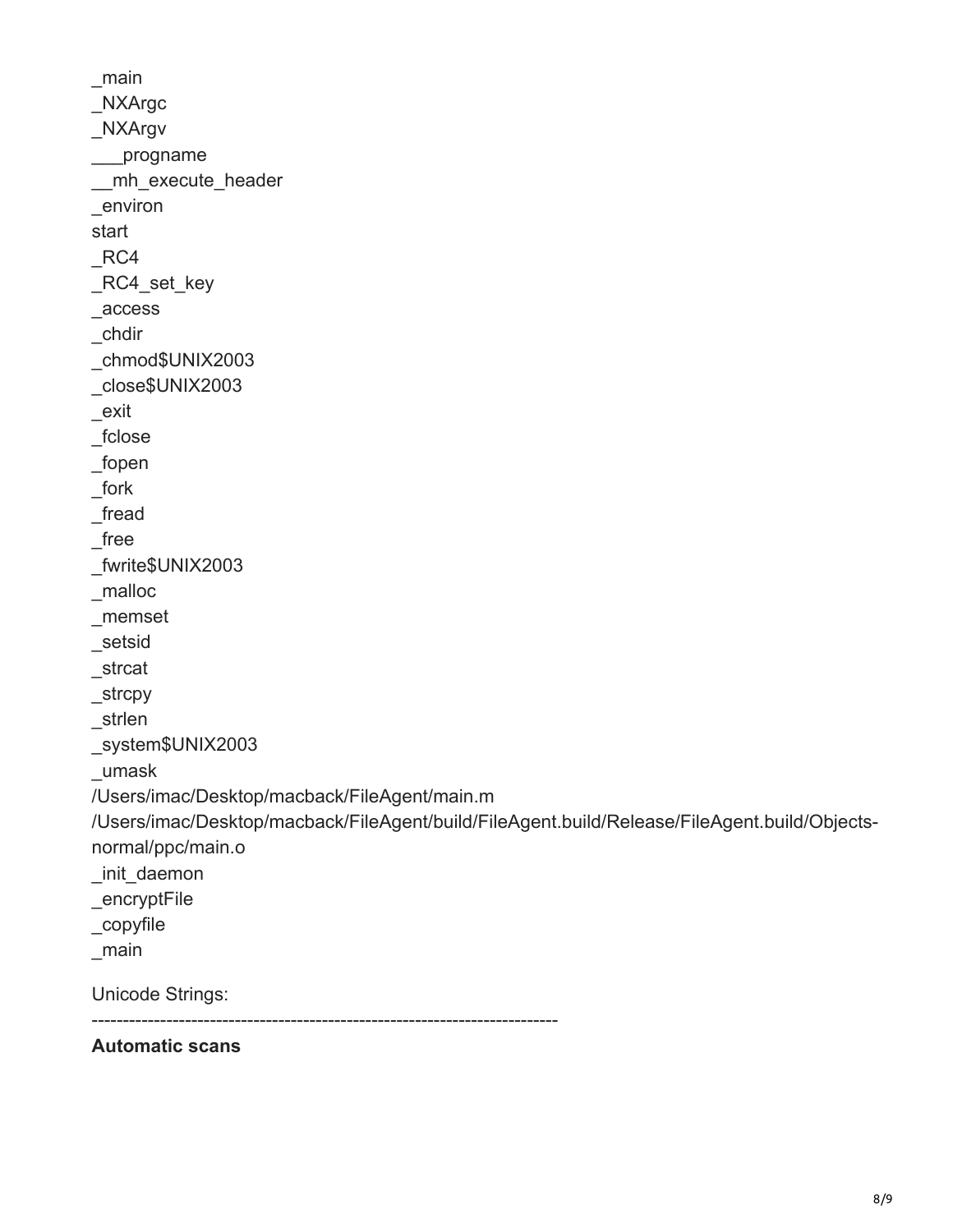_main
_NXArgc
_NXArgv
___progname
__mh_execute_header
_environ
start
_RC4
_RC4_set_key
_access
_chdir
_chmod$UNIX2003
_close$UNIX2003
_exit
_fclose
_fopen
_fork
_fread
_free
_fwrite$UNIX2003
_malloc
_memset
_setsid
_strcat
_strcpy
_strlen
_system$UNIX2003
_umask
/Users/imac/Desktop/macback/FileAgent/main.m
/Users/imac/Desktop/macback/FileAgent/build/FileAgent.build/Release/FileAgent.build/Objects-normal/ppc/main.o
_init_daemon
_encryptFile
_copyfile
_main

Unicode Strings:

---------------------------------------------------------------------------

**Automatic scans**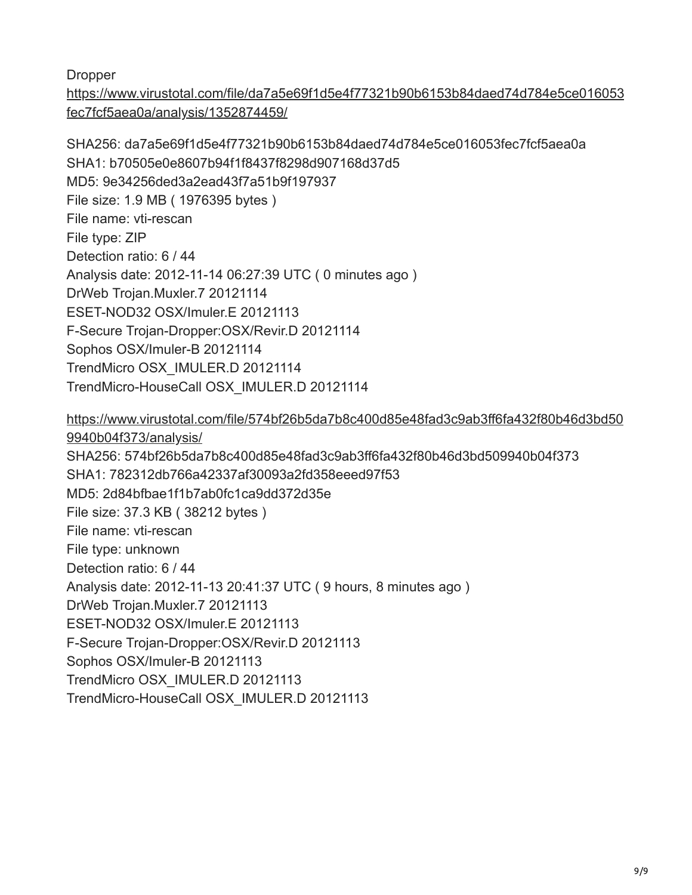Dropper

https://www.virustotal.com/file/da7a5e69f1d5e4f77321b90b6153b84daed74d784e5ce016053fec7fcf5aea0a/analysis/1352874459/

SHA256: da7a5e69f1d5e4f77321b90b6153b84daed74d784e5ce016053fec7fcf5aea0a
SHA1: b70505e0e8607b94f1f8437f8298d907168d37d5
MD5: 9e34256ded3a2ead43f7a51b9f197937
File size: 1.9 MB ( 1976395 bytes )
File name: vti-rescan
File type: ZIP
Detection ratio: 6 / 44
Analysis date: 2012-11-14 06:27:39 UTC ( 0 minutes ago )
DrWeb Trojan.Muxler.7 20121114
ESET-NOD32 OSX/Imuler.E 20121113
F-Secure Trojan-Dropper:OSX/Revir.D 20121114
Sophos OSX/Imuler-B 20121114
TrendMicro OSX_IMULER.D 20121114
TrendMicro-HouseCall OSX_IMULER.D 20121114

https://www.virustotal.com/file/574bf26b5da7b8c400d85e48fad3c9ab3ff6fa432f80b46d3bd509940b04f373/analysis/
SHA256: 574bf26b5da7b8c400d85e48fad3c9ab3ff6fa432f80b46d3bd509940b04f373
SHA1: 782312db766a42337af30093a2fd358eeed97f53
MD5: 2d84bfbae1f1b7ab0fc1ca9dd372d35e
File size: 37.3 KB ( 38212 bytes )
File name: vti-rescan
File type: unknown
Detection ratio: 6 / 44
Analysis date: 2012-11-13 20:41:37 UTC ( 9 hours, 8 minutes ago )
DrWeb Trojan.Muxler.7 20121113
ESET-NOD32 OSX/Imuler.E 20121113
F-Secure Trojan-Dropper:OSX/Revir.D 20121113
Sophos OSX/Imuler-B 20121113
TrendMicro OSX_IMULER.D 20121113
TrendMicro-HouseCall OSX_IMULER.D 20121113